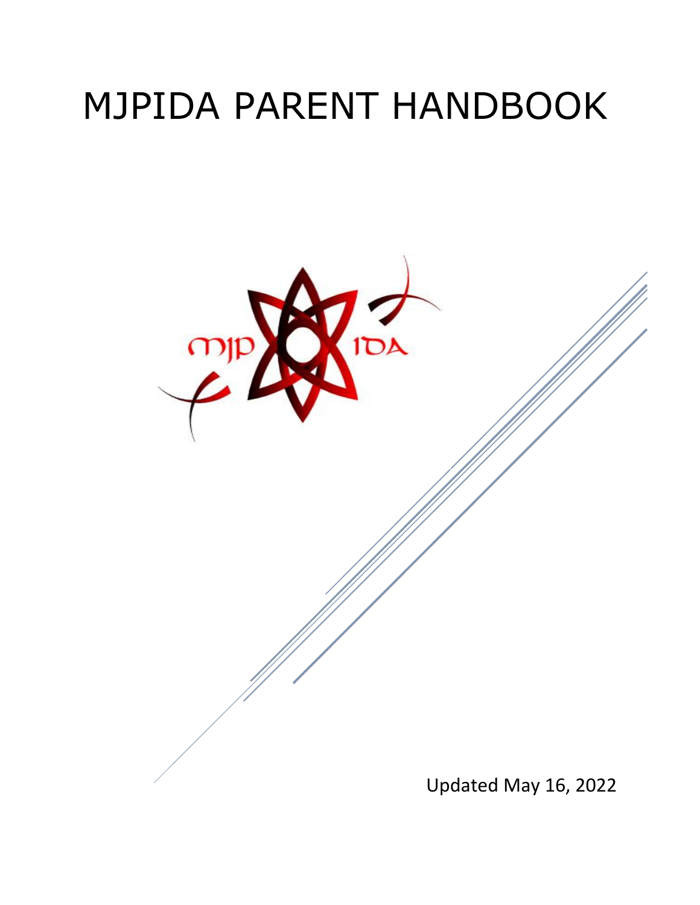# MJPIDA PARENT HANDBOOK

Updated May 16, 2022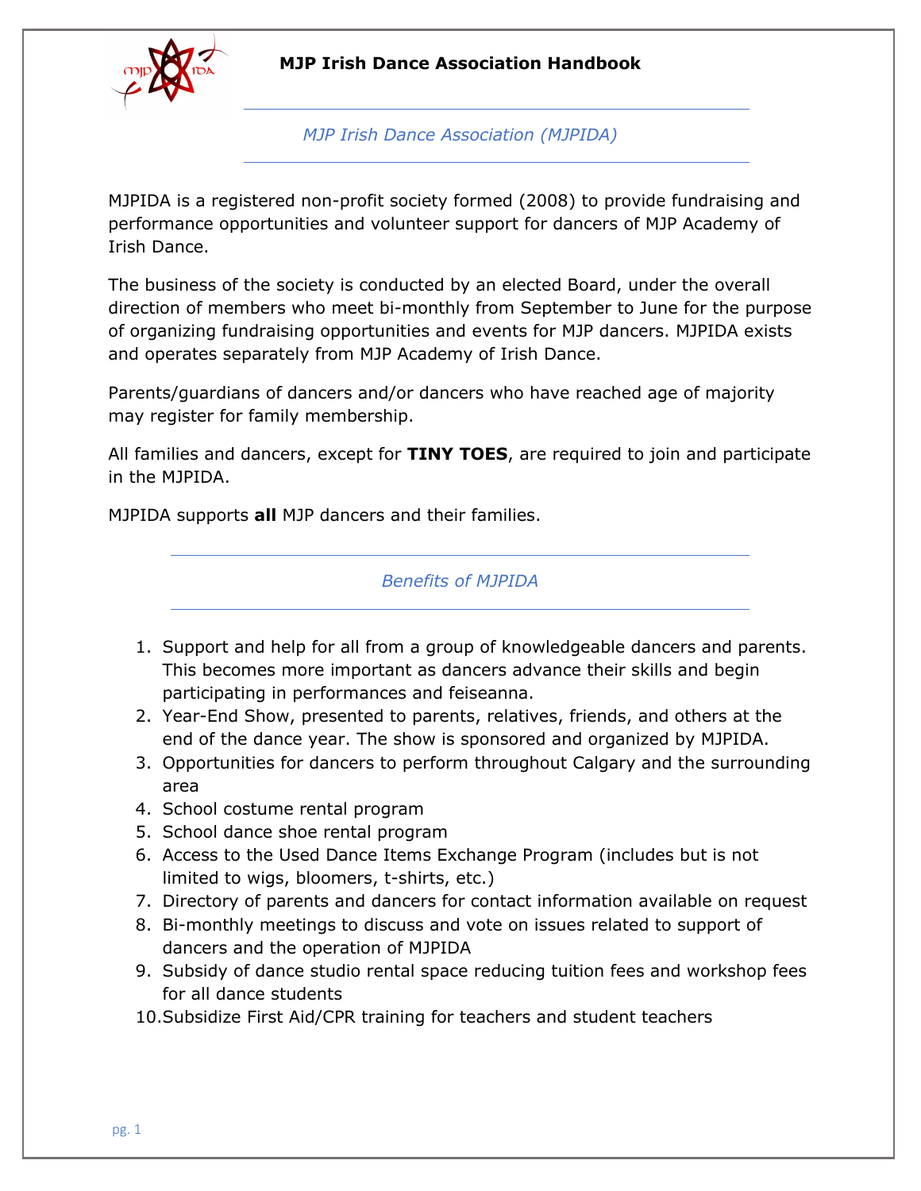## MJP Irish Dance Association (MJPIDA)

MJPIDA is a registered non-profit society formed (2008) to provide fundraising and performance opportunities and volunteer support for dancers of MJP Academy of Irish Dance.

The business of the society is conducted by an elected Board, under the overall direction of members who meet bi-monthly from September to June for the purpose of organizing fundraising opportunities and events for MJP dancers. MJPIDA exists and operates separately from MJP Academy of Irish Dance.

Parents/guardians of dancers and/or dancers who have reached age of majority may register for family membership.

All families and dancers, except for **TINY TOES**, are required to join and participate in the MJPIDA.

MJPIDA supports **all** MJP dancers and their families.

## Benefits of MJPIDA

1. Support and help for all from a group of knowledgeable dancers and parents. This becomes more important as dancers advance their skills and begin participating in performances and feiseanna.
2. Year-End Show, presented to parents, relatives, friends, and others at the end of the dance year. The show is sponsored and organized by MJPIDA.
3. Opportunities for dancers to perform throughout Calgary and the surrounding area
4. School costume rental program
5. School dance shoe rental program
6. Access to the Used Dance Items Exchange Program (includes but is not limited to wigs, bloomers, t-shirts, etc.)
7. Directory of parents and dancers for contact information available on request
8. Bi-monthly meetings to discuss and vote on issues related to support of dancers and the operation of MJPIDA
9. Subsidy of dance studio rental space reducing tuition fees and workshop fees for all dance students
10. Subsidize First Aid/CPR training for teachers and student teachers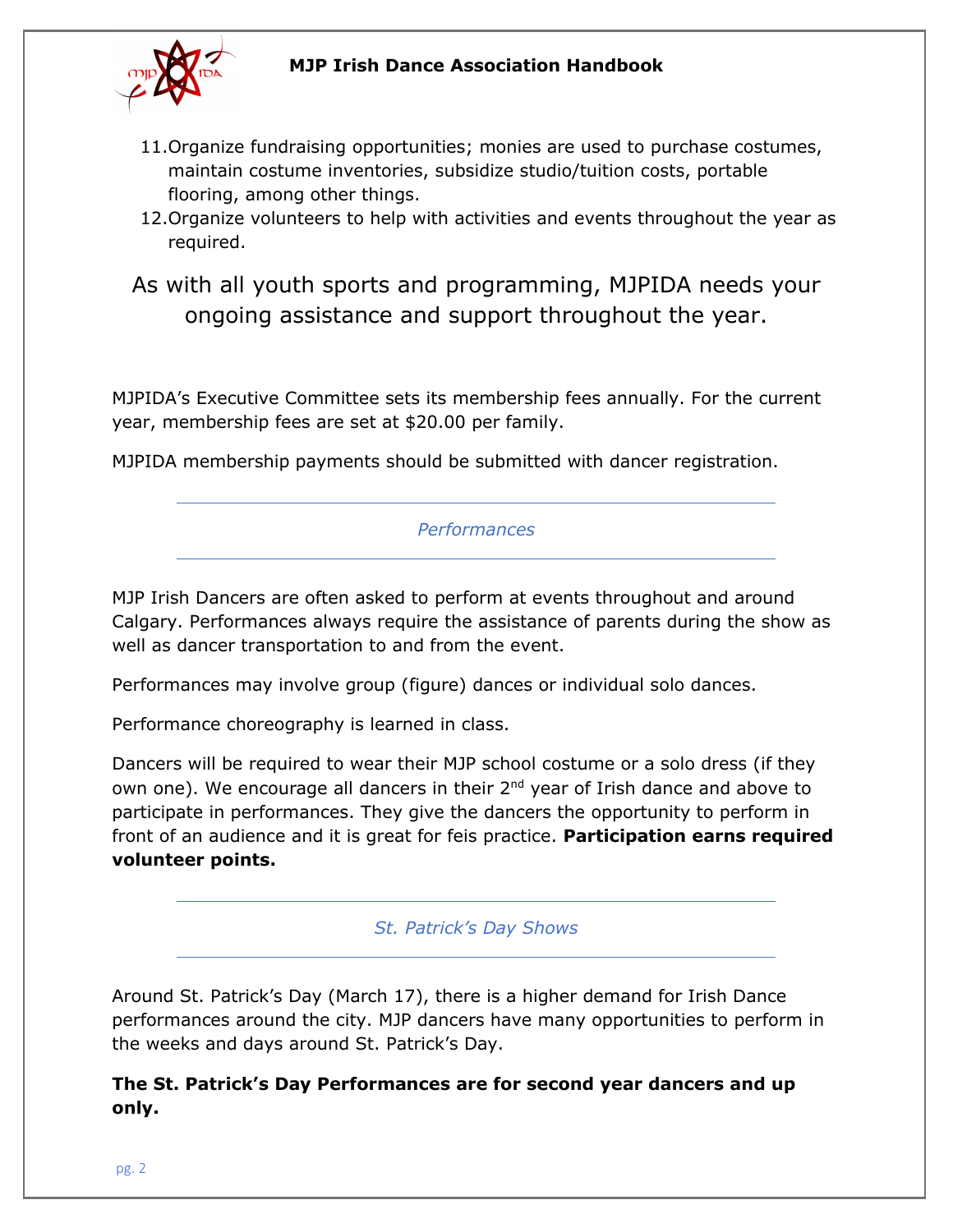11. Organize fundraising opportunities; monies are used to purchase costumes, maintain costume inventories, subsidize studio/tuition costs, portable flooring, among other things.
12. Organize volunteers to help with activities and events throughout the year as required.

As with all youth sports and programming, MJPIDA needs your ongoing assistance and support throughout the year.

MJPIDA's Executive Committee sets its membership fees annually. For the current year, membership fees are set at $20.00 per family.

MJPIDA membership payments should be submitted with dancer registration.

## *Performances*

MJP Irish Dancers are often asked to perform at events throughout and around Calgary. Performances always require the assistance of parents during the show as well as dancer transportation to and from the event.

Performances may involve group (figure) dances or individual solo dances.

Performance choreography is learned in class.

Dancers will be required to wear their MJP school costume or a solo dress (if they own one). We encourage all dancers in their 2nd year of Irish dance and above to participate in performances. They give the dancers the opportunity to perform in front of an audience and it is great for feis practice. **Participation earns required volunteer points.**

## *St. Patrick's Day Shows*

Around St. Patrick's Day (March 17), there is a higher demand for Irish Dance performances around the city. MJP dancers have many opportunities to perform in the weeks and days around St. Patrick's Day.

**The St. Patrick's Day Performances are for second year dancers and up only.**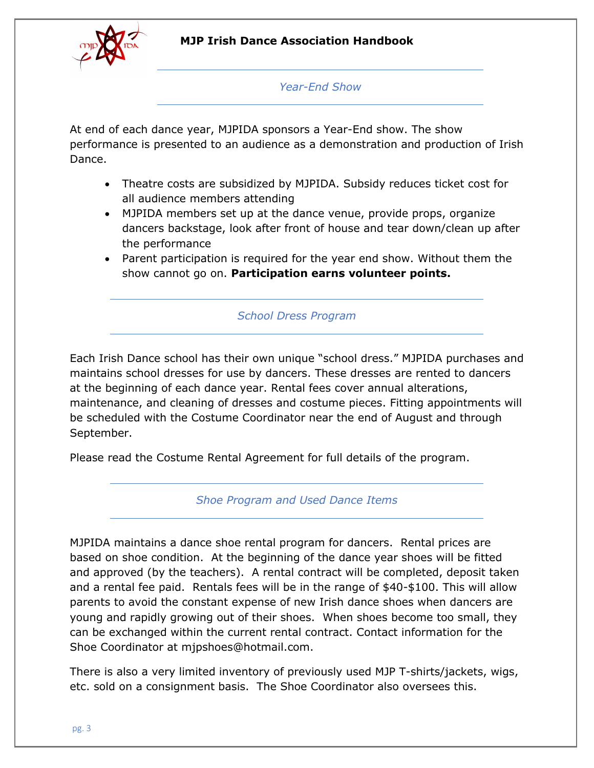## *Year-End Show*

At end of each dance year, MJPIDA sponsors a Year-End show. The show performance is presented to an audience as a demonstration and production of Irish Dance.

- Theatre costs are subsidized by MJPIDA. Subsidy reduces ticket cost for all audience members attending
- MJPIDA members set up at the dance venue, provide props, organize dancers backstage, look after front of house and tear down/clean up after the performance
- Parent participation is required for the year end show. Without them the show cannot go on. **Participation earns volunteer points.**

## *School Dress Program*

Each Irish Dance school has their own unique "school dress." MJPIDA purchases and maintains school dresses for use by dancers. These dresses are rented to dancers at the beginning of each dance year. Rental fees cover annual alterations, maintenance, and cleaning of dresses and costume pieces. Fitting appointments will be scheduled with the Costume Coordinator near the end of August and through September.

Please read the Costume Rental Agreement for full details of the program.

## *Shoe Program and Used Dance Items*

MJPIDA maintains a dance shoe rental program for dancers. Rental prices are based on shoe condition. At the beginning of the dance year shoes will be fitted and approved (by the teachers). A rental contract will be completed, deposit taken and a rental fee paid. Rentals fees will be in the range of $40-$100. This will allow parents to avoid the constant expense of new Irish dance shoes when dancers are young and rapidly growing out of their shoes. When shoes become too small, they can be exchanged within the current rental contract. Contact information for the Shoe Coordinator at mjpshoes@hotmail.com.

There is also a very limited inventory of previously used MJP T-shirts/jackets, wigs, etc. sold on a consignment basis. The Shoe Coordinator also oversees this.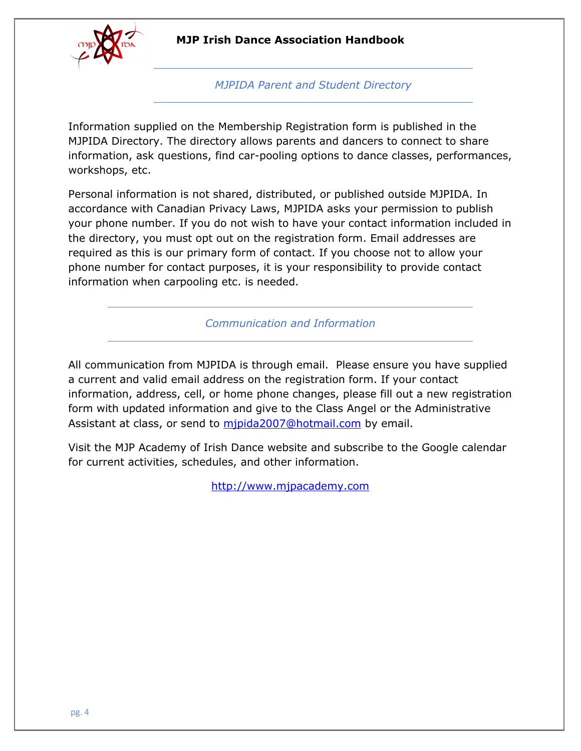## *MJPIDA Parent and Student Directory*

Information supplied on the Membership Registration form is published in the MJPIDA Directory. The directory allows parents and dancers to connect to share information, ask questions, find car-pooling options to dance classes, performances, workshops, etc.

Personal information is not shared, distributed, or published outside MJPIDA. In accordance with Canadian Privacy Laws, MJPIDA asks your permission to publish your phone number. If you do not wish to have your contact information included in the directory, you must opt out on the registration form. Email addresses are required as this is our primary form of contact. If you choose not to allow your phone number for contact purposes, it is your responsibility to provide contact information when carpooling etc. is needed.

## *Communication and Information*

All communication from MJPIDA is through email. Please ensure you have supplied a current and valid email address on the registration form. If your contact information, address, cell, or home phone changes, please fill out a new registration form with updated information and give to the Class Angel or the Administrative Assistant at class, or send to [mjpida2007@hotmail.com](mailto:mjpida2007@hotmail.com) by email.

Visit the MJP Academy of Irish Dance website and subscribe to the Google calendar for current activities, schedules, and other information.

[http://www.mjpacademy.com](http://www.mjpacademy.com)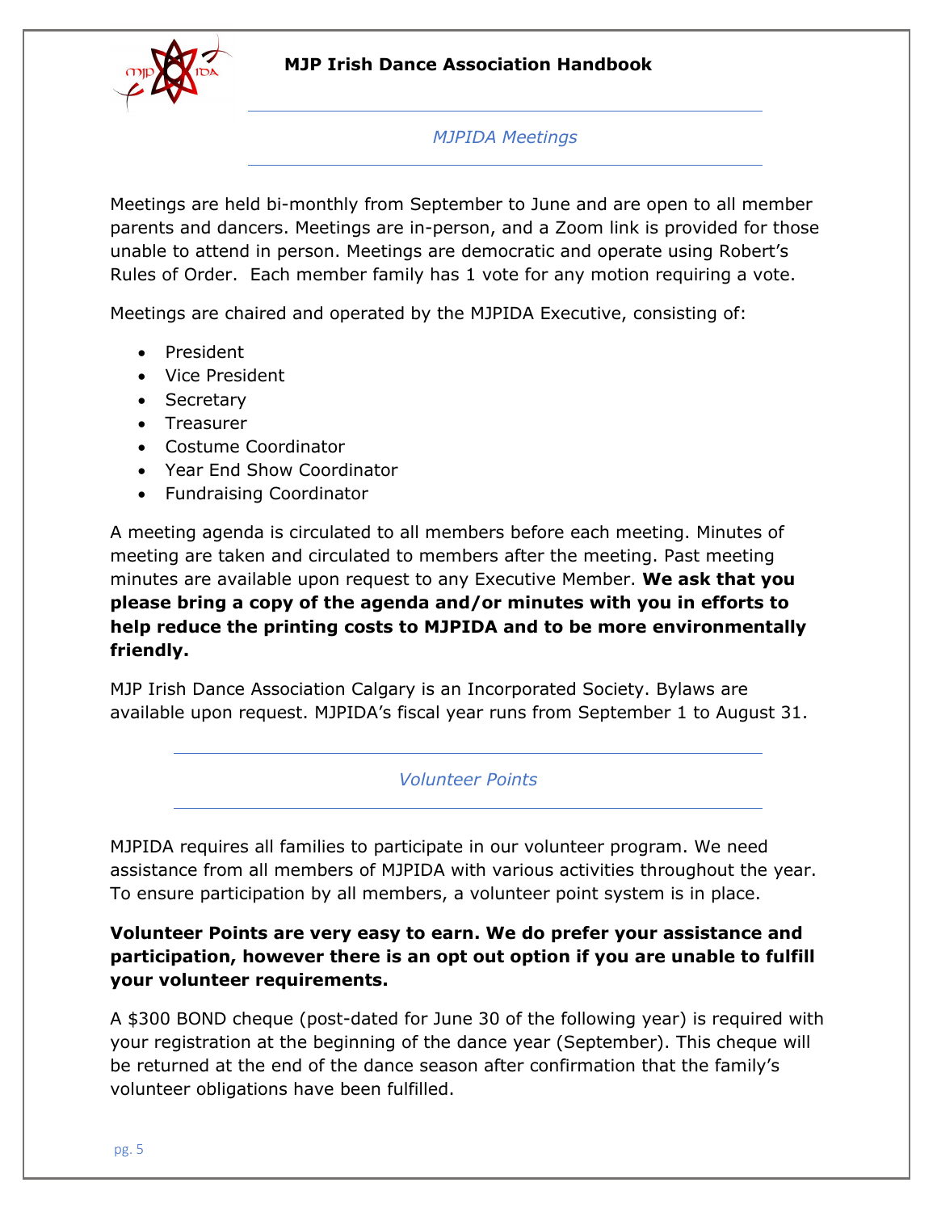## *MJPIDA Meetings*

Meetings are held bi-monthly from September to June and are open to all member parents and dancers. Meetings are in-person, and a Zoom link is provided for those unable to attend in person. Meetings are democratic and operate using Robert's Rules of Order. Each member family has 1 vote for any motion requiring a vote.

Meetings are chaired and operated by the MJPIDA Executive, consisting of:

- President
- Vice President
- Secretary
- Treasurer
- Costume Coordinator
- Year End Show Coordinator
- Fundraising Coordinator

A meeting agenda is circulated to all members before each meeting. Minutes of meeting are taken and circulated to members after the meeting. Past meeting minutes are available upon request to any Executive Member. **We ask that you please bring a copy of the agenda and/or minutes with you in efforts to help reduce the printing costs to MJPIDA and to be more environmentally friendly.**

MJP Irish Dance Association Calgary is an Incorporated Society. Bylaws are available upon request. MJPIDA's fiscal year runs from September 1 to August 31.

## *Volunteer Points*

MJPIDA requires all families to participate in our volunteer program. We need assistance from all members of MJPIDA with various activities throughout the year. To ensure participation by all members, a volunteer point system is in place.

**Volunteer Points are very easy to earn. We do prefer your assistance and participation, however there is an opt out option if you are unable to fulfill your volunteer requirements.**

A $300 BOND cheque (post-dated for June 30 of the following year) is required with your registration at the beginning of the dance year (September). This cheque will be returned at the end of the dance season after confirmation that the family's volunteer obligations have been fulfilled.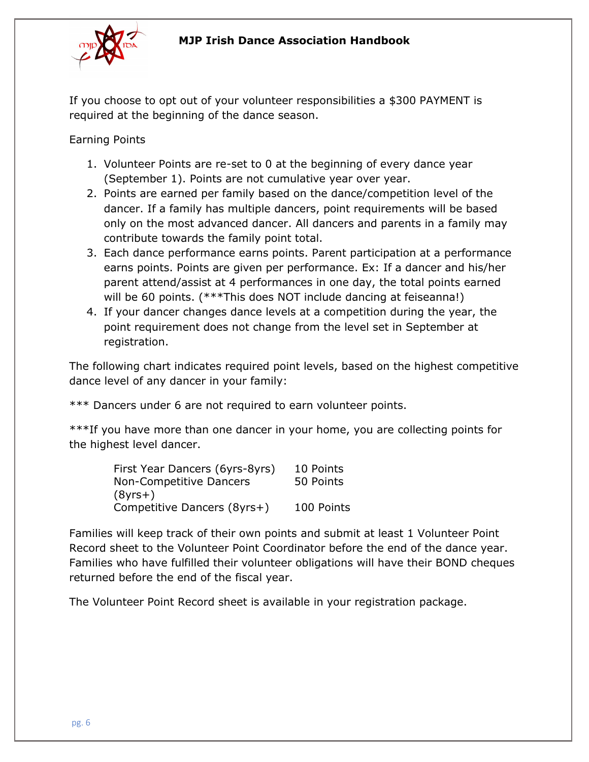If you choose to opt out of your volunteer responsibilities a $300 PAYMENT is required at the beginning of the dance season.

Earning Points

1. Volunteer Points are re-set to 0 at the beginning of every dance year (September 1). Points are not cumulative year over year.
2. Points are earned per family based on the dance/competition level of the dancer. If a family has multiple dancers, point requirements will be based only on the most advanced dancer. All dancers and parents in a family may contribute towards the family point total.
3. Each dance performance earns points. Parent participation at a performance earns points. Points are given per performance. Ex: If a dancer and his/her parent attend/assist at 4 performances in one day, the total points earned will be 60 points. (***This does NOT include dancing at feiseanna!)
4. If your dancer changes dance levels at a competition during the year, the point requirement does not change from the level set in September at registration.

The following chart indicates required point levels, based on the highest competitive dance level of any dancer in your family:

*** Dancers under 6 are not required to earn volunteer points.

***If you have more than one dancer in your home, you are collecting points for the highest level dancer.

| | |
|---|---|
| First Year Dancers (6yrs-8yrs) | 10 Points |
| Non-Competitive Dancers (8yrs+) | 50 Points |
| Competitive Dancers (8yrs+) | 100 Points |

Families will keep track of their own points and submit at least 1 Volunteer Point Record sheet to the Volunteer Point Coordinator before the end of the dance year. Families who have fulfilled their volunteer obligations will have their BOND cheques returned before the end of the fiscal year.

The Volunteer Point Record sheet is available in your registration package.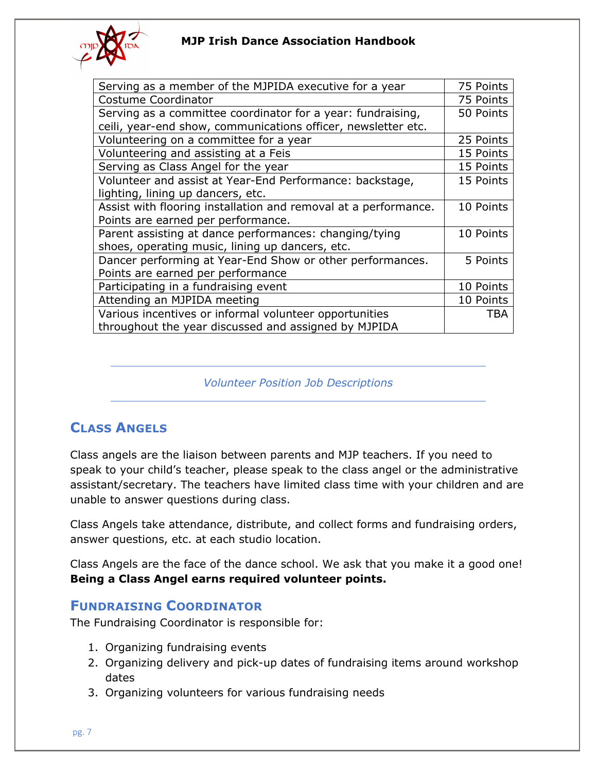| Activity | Points |
| --- | --- |
| Serving as a member of the MJPIDA executive for a year | 75 Points |
| Costume Coordinator | 75 Points |
| Serving as a committee coordinator for a year: fundraising, ceili, year-end show, communications officer, newsletter etc. | 50 Points |
| Volunteering on a committee for a year | 25 Points |
| Volunteering and assisting at a Feis | 15 Points |
| Serving as Class Angel for the year | 15 Points |
| Volunteer and assist at Year-End Performance: backstage, lighting, lining up dancers, etc. | 15 Points |
| Assist with flooring installation and removal at a performance. Points are earned per performance. | 10 Points |
| Parent assisting at dance performances: changing/tying shoes, operating music, lining up dancers, etc. | 10 Points |
| Dancer performing at Year-End Show or other performances. Points are earned per performance | 5 Points |
| Participating in a fundraising event | 10 Points |
| Attending an MJPIDA meeting | 10 Points |
| Various incentives or informal volunteer opportunities throughout the year discussed and assigned by MJPIDA | TBA |

---

*Volunteer Position Job Descriptions*

---

## Class Angels

Class angels are the liaison between parents and MJP teachers. If you need to speak to your child's teacher, please speak to the class angel or the administrative assistant/secretary. The teachers have limited class time with your children and are unable to answer questions during class.

Class Angels take attendance, distribute, and collect forms and fundraising orders, answer questions, etc. at each studio location.

Class Angels are the face of the dance school. We ask that you make it a good one! **Being a Class Angel earns required volunteer points.**

## Fundraising Coordinator

The Fundraising Coordinator is responsible for:

1. Organizing fundraising events
2. Organizing delivery and pick-up dates of fundraising items around workshop dates
3. Organizing volunteers for various fundraising needs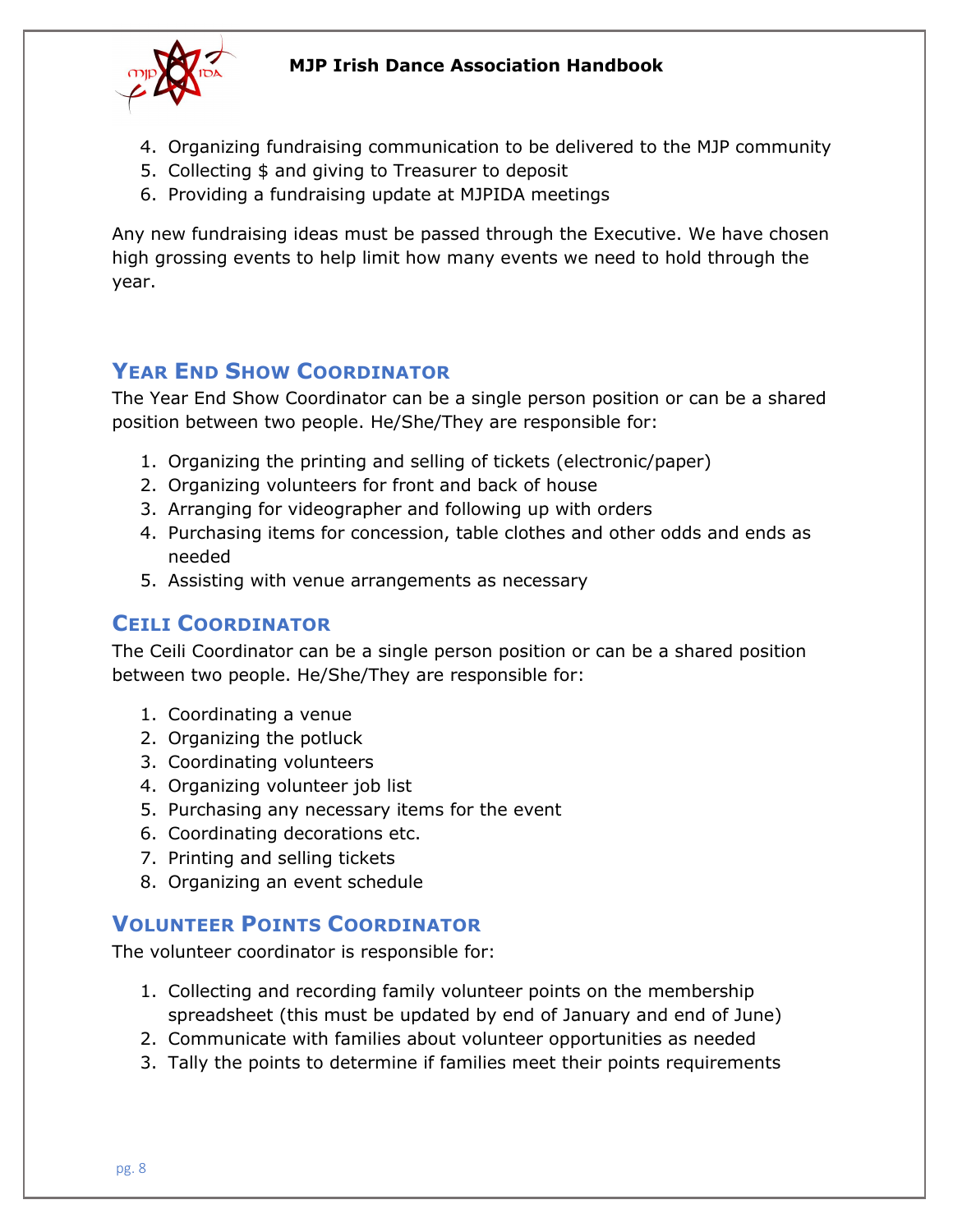4. Organizing fundraising communication to be delivered to the MJP community
5. Collecting $ and giving to Treasurer to deposit
6. Providing a fundraising update at MJPIDA meetings

Any new fundraising ideas must be passed through the Executive. We have chosen high grossing events to help limit how many events we need to hold through the year.

## Year End Show Coordinator

The Year End Show Coordinator can be a single person position or can be a shared position between two people. He/She/They are responsible for:

1. Organizing the printing and selling of tickets (electronic/paper)
2. Organizing volunteers for front and back of house
3. Arranging for videographer and following up with orders
4. Purchasing items for concession, table clothes and other odds and ends as needed
5. Assisting with venue arrangements as necessary

## Ceili Coordinator

The Ceili Coordinator can be a single person position or can be a shared position between two people. He/She/They are responsible for:

1. Coordinating a venue
2. Organizing the potluck
3. Coordinating volunteers
4. Organizing volunteer job list
5. Purchasing any necessary items for the event
6. Coordinating decorations etc.
7. Printing and selling tickets
8. Organizing an event schedule

## Volunteer Points Coordinator

The volunteer coordinator is responsible for:

1. Collecting and recording family volunteer points on the membership spreadsheet (this must be updated by end of January and end of June)
2. Communicate with families about volunteer opportunities as needed
3. Tally the points to determine if families meet their points requirements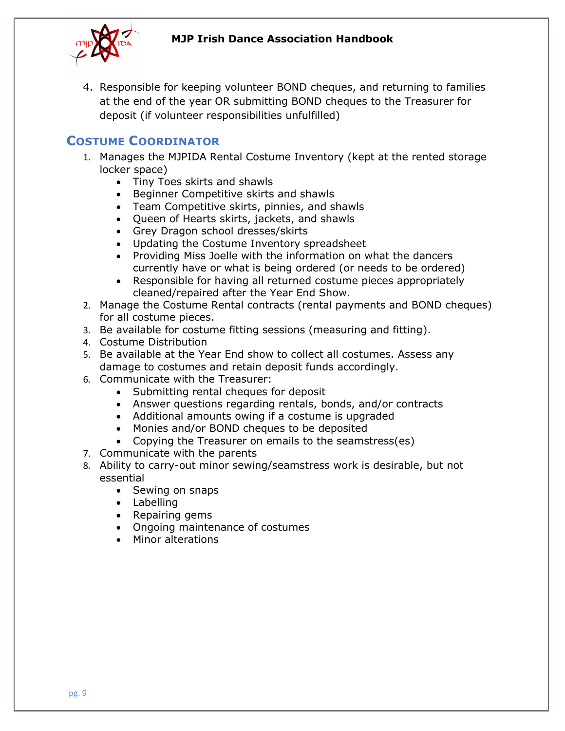4. Responsible for keeping volunteer BOND cheques, and returning to families at the end of the year OR submitting BOND cheques to the Treasurer for deposit (if volunteer responsibilities unfulfilled)

## Costume Coordinator

1. Manages the MJPIDA Rental Costume Inventory (kept at the rented storage locker space)
   - Tiny Toes skirts and shawls
   - Beginner Competitive skirts and shawls
   - Team Competitive skirts, pinnies, and shawls
   - Queen of Hearts skirts, jackets, and shawls
   - Grey Dragon school dresses/skirts
   - Updating the Costume Inventory spreadsheet
   - Providing Miss Joelle with the information on what the dancers currently have or what is being ordered (or needs to be ordered)
   - Responsible for having all returned costume pieces appropriately cleaned/repaired after the Year End Show.
2. Manage the Costume Rental contracts (rental payments and BOND cheques) for all costume pieces.
3. Be available for costume fitting sessions (measuring and fitting).
4. Costume Distribution
5. Be available at the Year End show to collect all costumes. Assess any damage to costumes and retain deposit funds accordingly.
6. Communicate with the Treasurer:
   - Submitting rental cheques for deposit
   - Answer questions regarding rentals, bonds, and/or contracts
   - Additional amounts owing if a costume is upgraded
   - Monies and/or BOND cheques to be deposited
   - Copying the Treasurer on emails to the seamstress(es)
7. Communicate with the parents
8. Ability to carry-out minor sewing/seamstress work is desirable, but not essential
   - Sewing on snaps
   - Labelling
   - Repairing gems
   - Ongoing maintenance of costumes
   - Minor alterations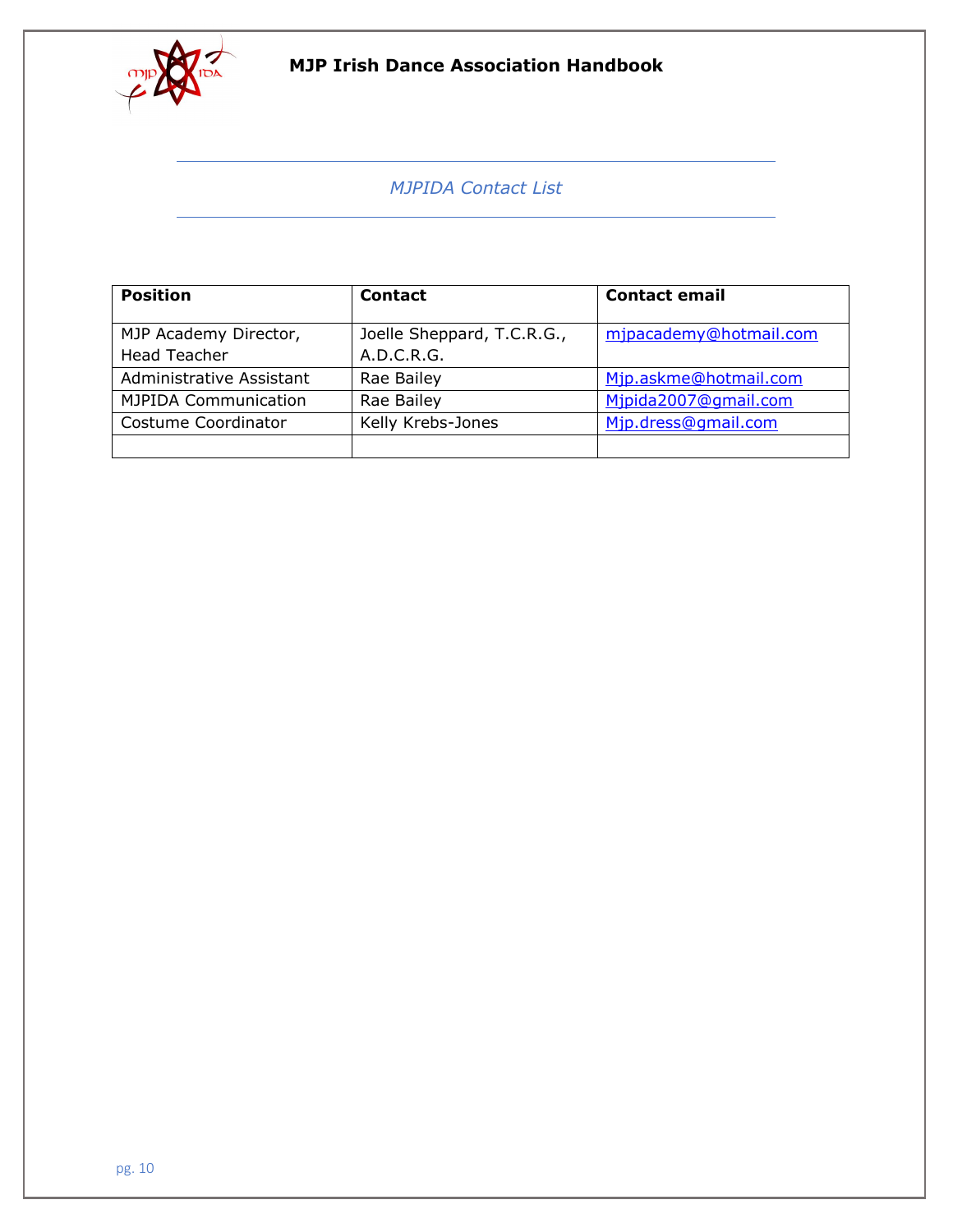## MJPIDA Contact List

| Position | Contact | Contact email |
| --- | --- | --- |
| MJP Academy Director, Head Teacher | Joelle Sheppard, T.C.R.G., A.D.C.R.G. | mjpacademy@hotmail.com |
| Administrative Assistant | Rae Bailey | Mjp.askme@hotmail.com |
| MJPIDA Communication | Rae Bailey | Mjpida2007@gmail.com |
| Costume Coordinator | Kelly Krebs-Jones | Mjp.dress@gmail.com |
| | | |